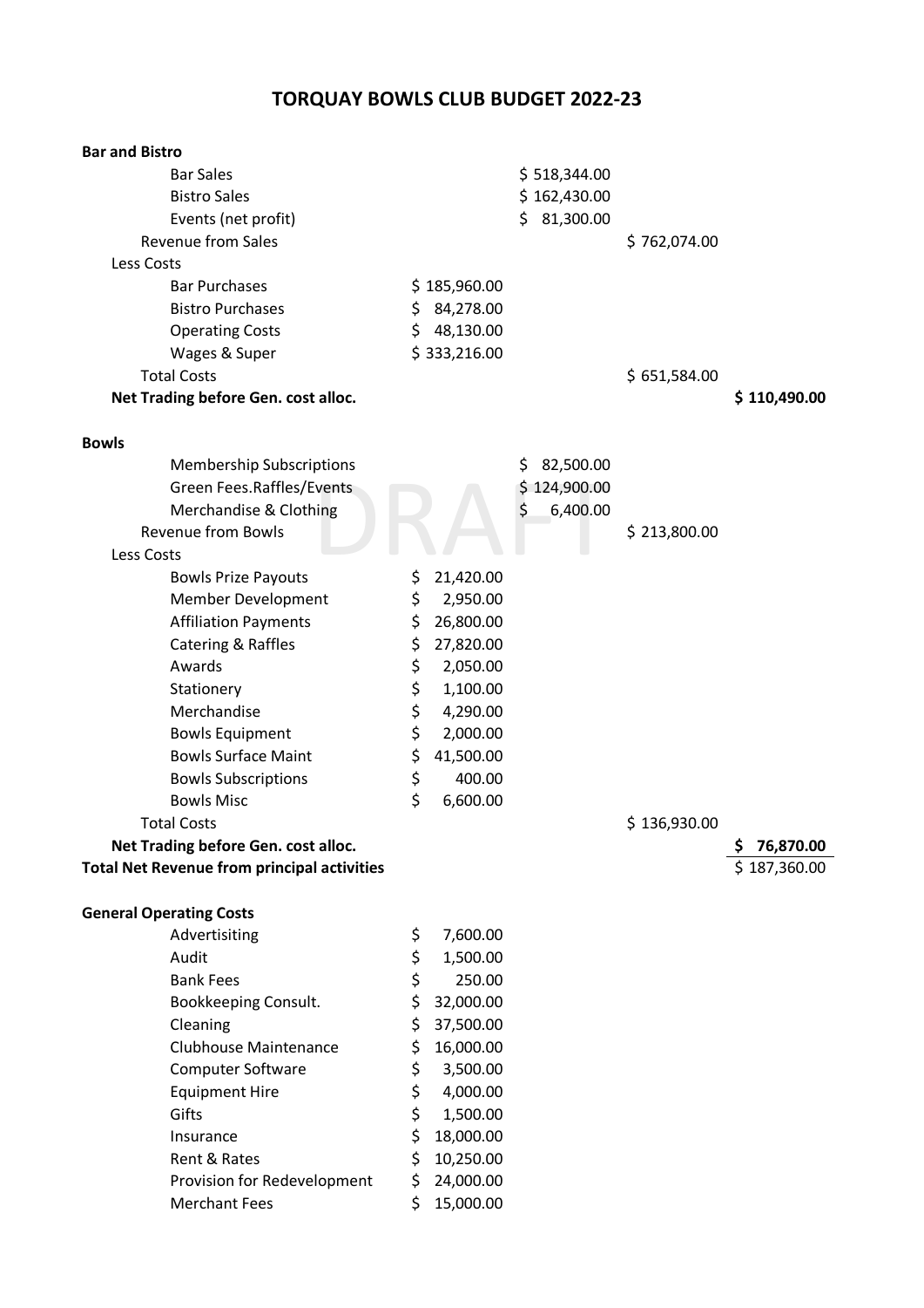# TORQUAY BOWLS CLUB BUDGET 2022-23

| | | | | |
|---|---|---|---|---|
| **Bar and Bistro** | | | | |
| Bar Sales | | $ 518,344.00 | | |
| Bistro Sales | | $ 162,430.00 | | |
| Events (net profit) | | $ 81,300.00 | | |
| Revenue from Sales | | | $ 762,074.00 | |
| Less Costs | | | | |
| Bar Purchases | $ 185,960.00 | | | |
| Bistro Purchases | $ 84,278.00 | | | |
| Operating Costs | $ 48,130.00 | | | |
| Wages & Super | $ 333,216.00 | | | |
| Total Costs | | | $ 651,584.00 | |
| **Net Trading before Gen. cost alloc.** | | | | **$ 110,490.00** |
| | | | | |
| **Bowls** | | | | |
| Membership Subscriptions | | $ 82,500.00 | | |
| Green Fees.Raffles/Events | | $ 124,900.00 | | |
| Merchandise & Clothing | | $ 6,400.00 | | |
| Revenue from Bowls | | | $ 213,800.00 | |
| Less Costs | | | | |
| Bowls Prize Payouts | $ 21,420.00 | | | |
| Member Development | $ 2,950.00 | | | |
| Affiliation Payments | $ 26,800.00 | | | |
| Catering & Raffles | $ 27,820.00 | | | |
| Awards | $ 2,050.00 | | | |
| Stationery | $ 1,100.00 | | | |
| Merchandise | $ 4,290.00 | | | |
| Bowls Equipment | $ 2,000.00 | | | |
| Bowls Surface Maint | $ 41,500.00 | | | |
| Bowls Subscriptions | $ 400.00 | | | |
| Bowls Misc | $ 6,600.00 | | | |
| Total Costs | | | $ 136,930.00 | |
| **Net Trading before Gen. cost alloc.** | | | | **$ 76,870.00** |
| **Total Net Revenue from principal activities** | | | | $ 187,360.00 |
| | | | | |
| **General Operating Costs** | | | | |
| Advertisiting | $ 7,600.00 | | | |
| Audit | $ 1,500.00 | | | |
| Bank Fees | $ 250.00 | | | |
| Bookkeeping Consult. | $ 32,000.00 | | | |
| Cleaning | $ 37,500.00 | | | |
| Clubhouse Maintenance | $ 16,000.00 | | | |
| Computer Software | $ 3,500.00 | | | |
| Equipment Hire | $ 4,000.00 | | | |
| Gifts | $ 1,500.00 | | | |
| Insurance | $ 18,000.00 | | | |
| Rent & Rates | $ 10,250.00 | | | |
| Provision for Redevelopment | $ 24,000.00 | | | |
| Merchant Fees | $ 15,000.00 | | | |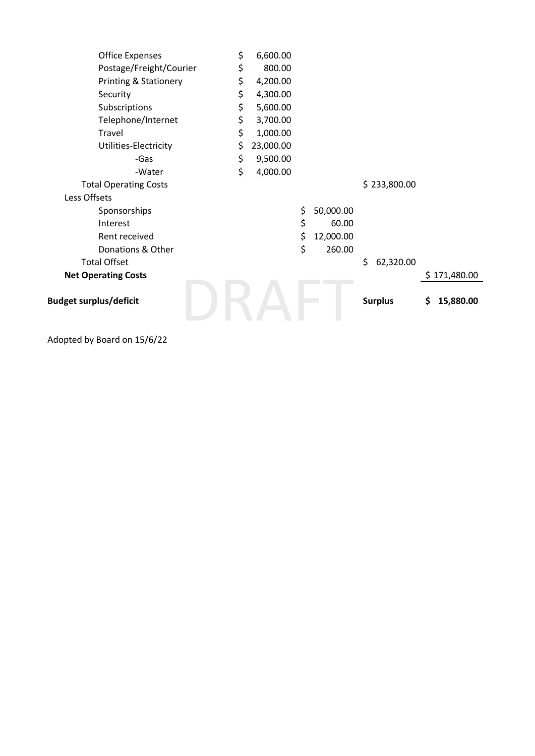| | | | | |
|---|---|---|---|---|
| Office Expenses | $ 6,600.00 | | | |
| Postage/Freight/Courier | $ 800.00 | | | |
| Printing & Stationery | $ 4,200.00 | | | |
| Security | $ 4,300.00 | | | |
| Subscriptions | $ 5,600.00 | | | |
| Telephone/Internet | $ 3,700.00 | | | |
| Travel | $ 1,000.00 | | | |
| Utilities-Electricity | $ 23,000.00 | | | |
| -Gas | $ 9,500.00 | | | |
| -Water | $ 4,000.00 | | | |
| Total Operating Costs | | | $ 233,800.00 | |
| Less Offsets | | | | |
| Sponsorships | | $ 50,000.00 | | |
| Interest | | $ 60.00 | | |
| Rent received | | $ 12,000.00 | | |
| Donations & Other | | $ 260.00 | | |
| Total Offset | | | $ 62,320.00 | |
| **Net Operating Costs** | | | | $ 171,480.00 |
| **Budget surplus/deficit** | | | **Surplus** | **$ 15,880.00** |

DRAFT

Adopted by Board on 15/6/22